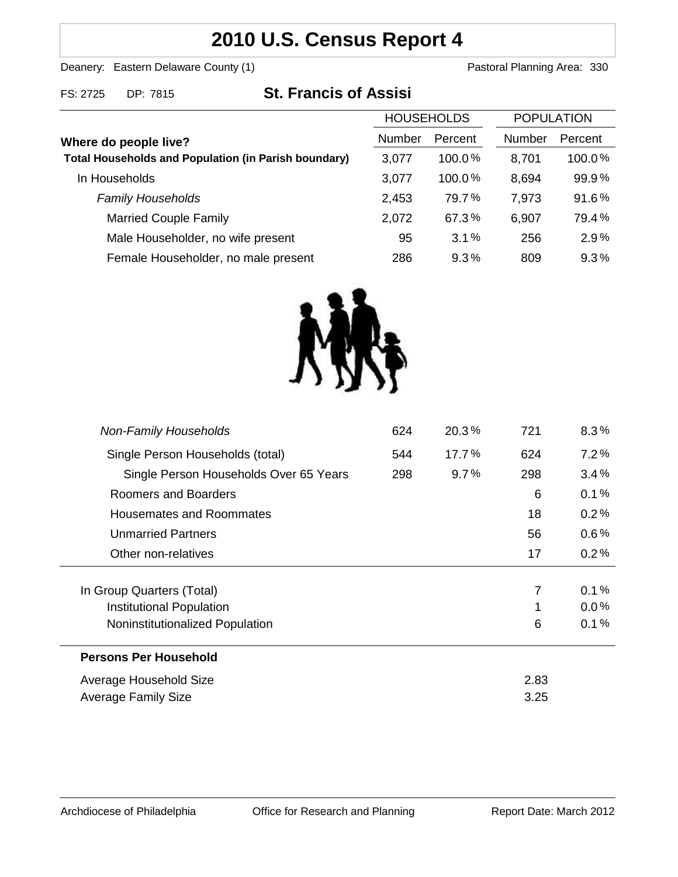# 2010 U.S. Census Report 4

Deanery: Eastern Delaware County (1)  Pastoral Planning Area: 330

FS: 2725  DP: 7815

## St. Francis of Assisi

| Where do people live? | HOUSEHOLDS Number | HOUSEHOLDS Percent | POPULATION Number | POPULATION Percent |
|---|---|---|---|---|
| **Total Households and Population (in Parish boundary)** | 3,077 | 100.0% | 8,701 | 100.0% |
| In Households | 3,077 | 100.0% | 8,694 | 99.9% |
| *Family Households* | 2,453 | 79.7% | 7,973 | 91.6% |
| Married Couple Family | 2,072 | 67.3% | 6,907 | 79.4% |
| Male Householder, no wife present | 95 | 3.1% | 256 | 2.9% |
| Female Householder, no male present | 286 | 9.3% | 809 | 9.3% |
| *Non-Family Households* | 624 | 20.3% | 721 | 8.3% |
| Single Person Households (total) | 544 | 17.7% | 624 | 7.2% |
| Single Person Households Over 65 Years | 298 | 9.7% | 298 | 3.4% |
| Roomers and Boarders | | | 6 | 0.1% |
| Housemates and Roommates | | | 18 | 0.2% |
| Unmarried Partners | | | 56 | 0.6% |
| Other non-relatives | | | 17 | 0.2% |
| In Group Quarters (Total) | | | 7 | 0.1% |
| Institutional Population | | | 1 | 0.0% |
| Noninstitutionalized Population | | | 6 | 0.1% |

**Persons Per Household**

| | |
|---|---|
| Average Household Size | 2.83 |
| Average Family Size | 3.25 |

Archdiocese of Philadelphia  Office for Research and Planning  Report Date: March 2012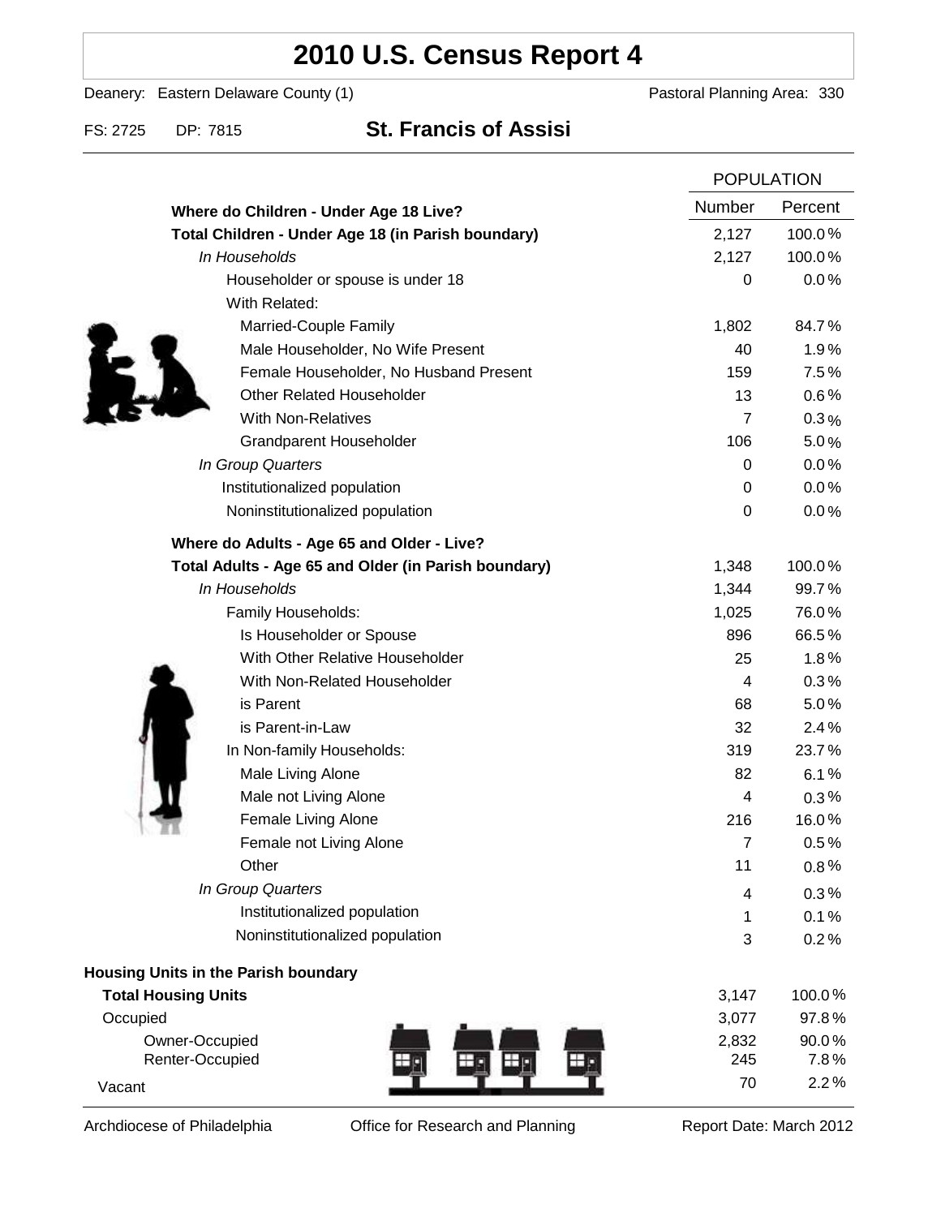# 2010 U.S. Census Report 4

Deanery: Eastern Delaware County (1) Pastoral Planning Area: 330

FS: 2725 DP: 7815 **St. Francis of Assisi**

| | POPULATION | |
|---|---|---|
| | Number | Percent |
| **Where do Children - Under Age 18 Live?** | | |
| **Total Children - Under Age 18 (in Parish boundary)** | 2,127 | 100.0% |
| *In Households* | 2,127 | 100.0% |
| Householder or spouse is under 18 | 0 | 0.0% |
| With Related: | | |
| Married-Couple Family | 1,802 | 84.7% |
| Male Householder, No Wife Present | 40 | 1.9% |
| Female Householder, No Husband Present | 159 | 7.5% |
| Other Related Householder | 13 | 0.6% |
| With Non-Relatives | 7 | 0.3% |
| Grandparent Householder | 106 | 5.0% |
| *In Group Quarters* | 0 | 0.0% |
| Institutionalized population | 0 | 0.0% |
| Noninstitutionalized population | 0 | 0.0% |
| **Where do Adults - Age 65 and Older - Live?** | | |
| **Total Adults - Age 65 and Older (in Parish boundary)** | 1,348 | 100.0% |
| *In Households* | 1,344 | 99.7% |
| Family Households: | 1,025 | 76.0% |
| Is Householder or Spouse | 896 | 66.5% |
| With Other Relative Householder | 25 | 1.8% |
| With Non-Related Householder | 4 | 0.3% |
| is Parent | 68 | 5.0% |
| is Parent-in-Law | 32 | 2.4% |
| In Non-family Households: | 319 | 23.7% |
| Male Living Alone | 82 | 6.1% |
| Male not Living Alone | 4 | 0.3% |
| Female Living Alone | 216 | 16.0% |
| Female not Living Alone | 7 | 0.5% |
| Other | 11 | 0.8% |
| *In Group Quarters* | 4 | 0.3% |
| Institutionalized population | 1 | 0.1% |
| Noninstitutionalized population | 3 | 0.2% |
| **Housing Units in the Parish boundary** | | |
| **Total Housing Units** | 3,147 | 100.0% |
| Occupied | 3,077 | 97.8% |
| Owner-Occupied | 2,832 | 90.0% |
| Renter-Occupied | 245 | 7.8% |
| Vacant | 70 | 2.2% |

Archdiocese of Philadelphia Office for Research and Planning Report Date: March 2012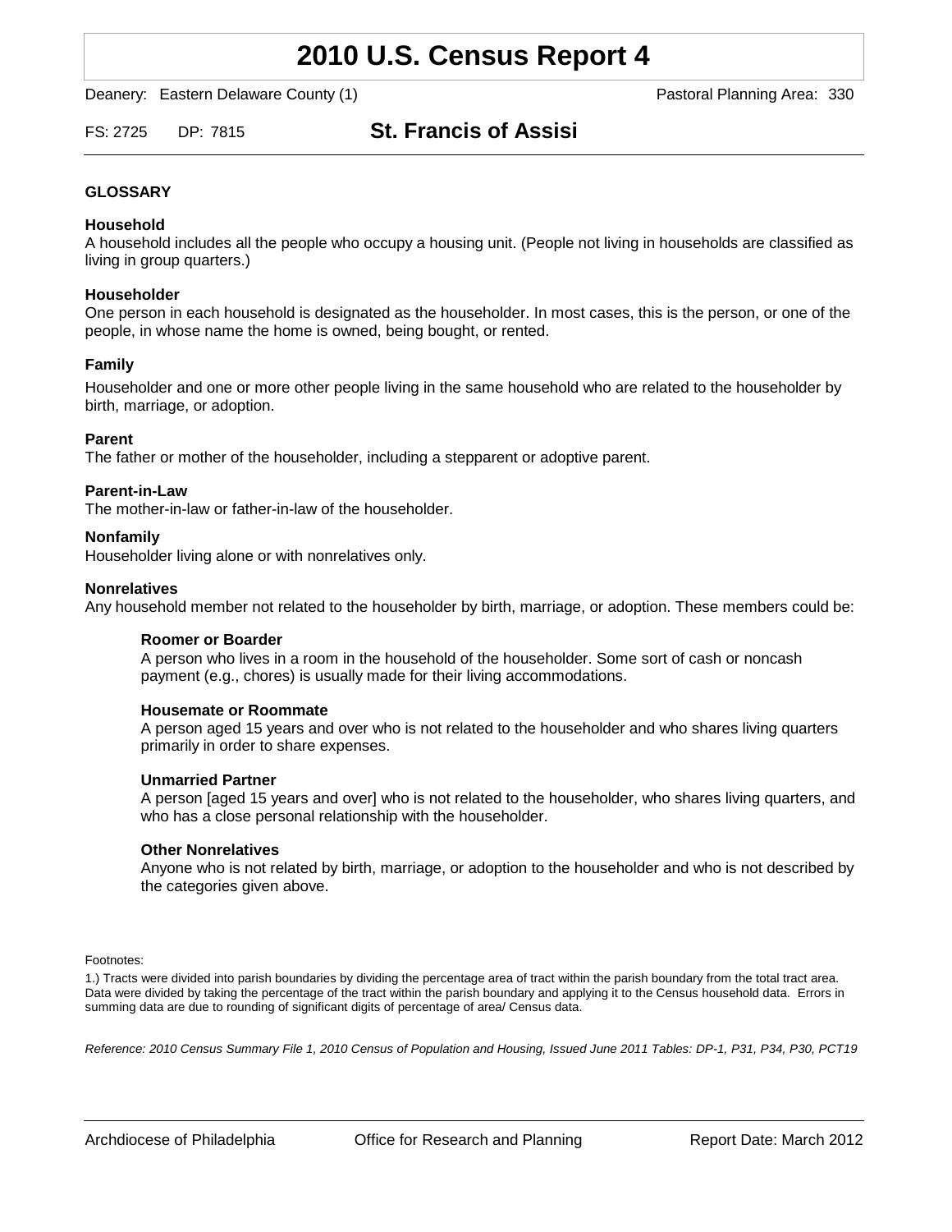# 2010 U.S. Census Report 4

Deanery: Eastern Delaware County (1) Pastoral Planning Area: 330

FS: 2725 DP: 7815 **St. Francis of Assisi**

**GLOSSARY**

**Household**
A household includes all the people who occupy a housing unit. (People not living in households are classified as living in group quarters.)

**Householder**
One person in each household is designated as the householder. In most cases, this is the person, or one of the people, in whose name the home is owned, being bought, or rented.

**Family**
Householder and one or more other people living in the same household who are related to the householder by birth, marriage, or adoption.

**Parent**
The father or mother of the householder, including a stepparent or adoptive parent.

**Parent-in-Law**
The mother-in-law or father-in-law of the householder.

**Nonfamily**
Householder living alone or with nonrelatives only.

**Nonrelatives**
Any household member not related to the householder by birth, marriage, or adoption. These members could be:

> **Roomer or Boarder**
> A person who lives in a room in the household of the householder. Some sort of cash or noncash payment (e.g., chores) is usually made for their living accommodations.
>
> **Housemate or Roommate**
> A person aged 15 years and over who is not related to the householder and who shares living quarters primarily in order to share expenses.
>
> **Unmarried Partner**
> A person [aged 15 years and over] who is not related to the householder, who shares living quarters, and who has a close personal relationship with the householder.
>
> **Other Nonrelatives**
> Anyone who is not related by birth, marriage, or adoption to the householder and who is not described by the categories given above.

Footnotes:

1.) Tracts were divided into parish boundaries by dividing the percentage area of tract within the parish boundary from the total tract area. Data were divided by taking the percentage of the tract within the parish boundary and applying it to the Census household data. Errors in summing data are due to rounding of significant digits of percentage of area/ Census data.

*Reference: 2010 Census Summary File 1, 2010 Census of Population and Housing, Issued June 2011 Tables: DP-1, P31, P34, P30, PCT19*

Archdiocese of Philadelphia Office for Research and Planning Report Date: March 2012